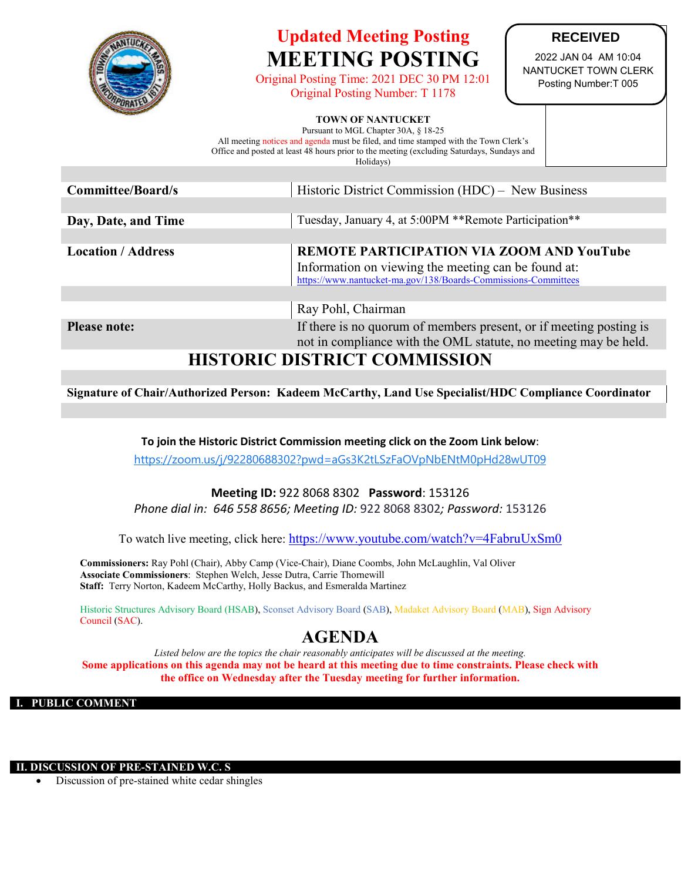# Updated Meeting Posting

# MEETING POSTING

Original Posting Time: 2021 DEC 30 PM 12:01
Original Posting Number: T 1178

**RECEIVED**
2022 JAN 04 AM 10:04
NANTUCKET TOWN CLERK
Posting Number:T 005

**TOWN OF NANTUCKET**
Pursuant to MGL Chapter 30A, § 18-25
All meeting notices and agenda must be filed, and time stamped with the Town Clerk's Office and posted at least 48 hours prior to the meeting (excluding Saturdays, Sundays and Holidays)

| | |
|---|---|
| **Committee/Board/s** | Historic District Commission (HDC) – New Business |
| **Day, Date, and Time** | Tuesday, January 4, at 5:00PM **Remote Participation** |
| **Location / Address** | **REMOTE PARTICIPATION VIA ZOOM AND YouTube** Information on viewing the meeting can be found at: https://www.nantucket-ma.gov/138/Boards-Commissions-Committees |
| | Ray Pohl, Chairman |
| **Please note:** | If there is no quorum of members present, or if meeting posting is not in compliance with the OML statute, no meeting may be held. |

## HISTORIC DISTRICT COMMISSION

**Signature of Chair/Authorized Person: Kadeem McCarthy, Land Use Specialist/HDC Compliance Coordinator**

**To join the Historic District Commission meeting click on the Zoom Link below**:
https://zoom.us/j/92280688302?pwd=aGs3K2tLSzFaOVpNbENtM0pHd28wUT09

**Meeting ID:** 922 8068 8302 **Password**: 153126
*Phone dial in: 646 558 8656; Meeting ID:* 922 8068 8302*; Password:* 153126

To watch live meeting, click here: https://www.youtube.com/watch?v=4FabruUxSm0

**Commissioners:** Ray Pohl (Chair), Abby Camp (Vice-Chair), Diane Coombs, John McLaughlin, Val Oliver
**Associate Commissioners**: Stephen Welch, Jesse Dutra, Carrie Thornewill
**Staff:** Terry Norton, Kadeem McCarthy, Holly Backus, and Esmeralda Martinez

Historic Structures Advisory Board (HSAB), Sconset Advisory Board (SAB), Madaket Advisory Board (MAB), Sign Advisory Council (SAC).

## AGENDA

*Listed below are the topics the chair reasonably anticipates will be discussed at the meeting.*

**Some applications on this agenda may not be heard at this meeting due to time constraints. Please check with the office on Wednesday after the Tuesday meeting for further information.**

### I. PUBLIC COMMENT

### II. DISCUSSION OF PRE-STAINED W.C. S

- Discussion of pre-stained white cedar shingles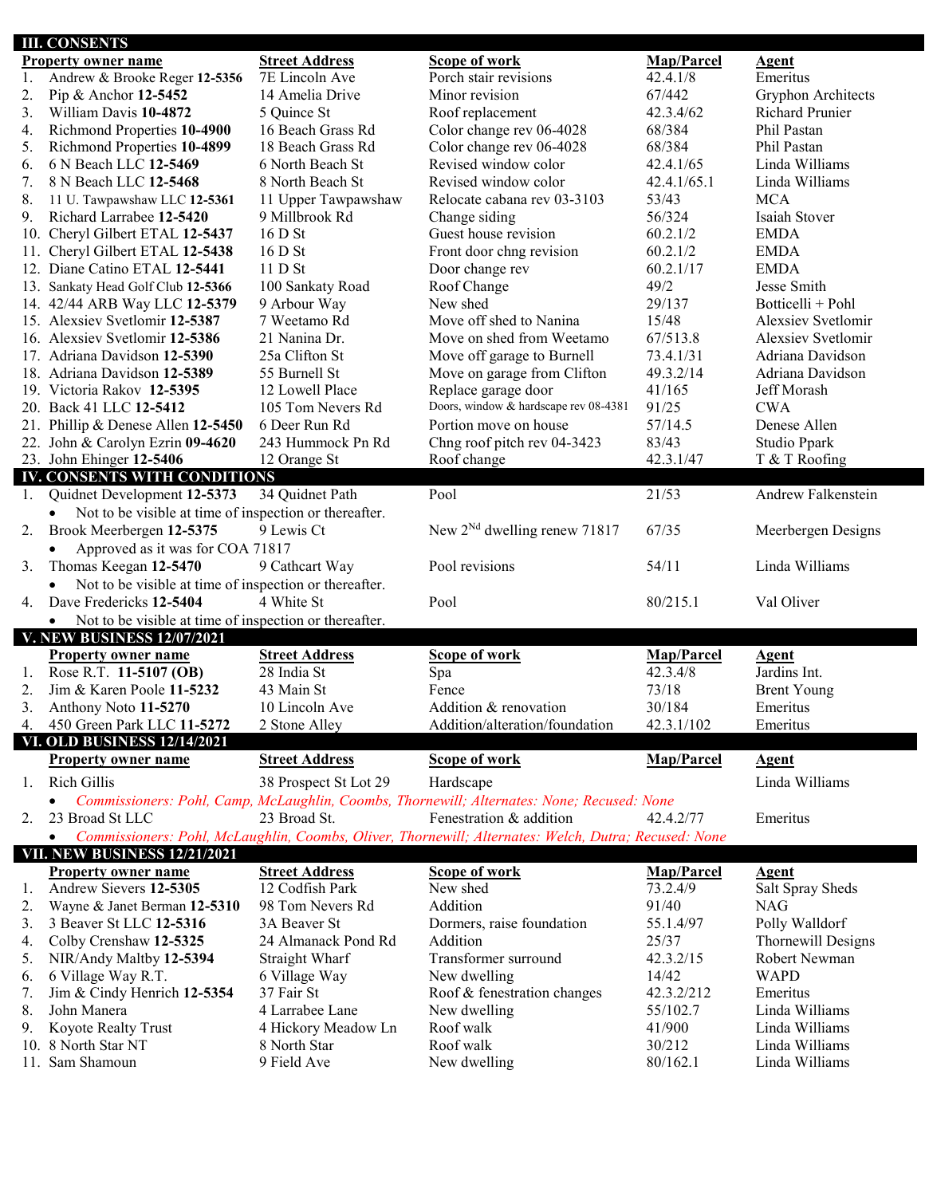## III. CONSENTS

| | Property owner name | Street Address | Scope of work | Map/Parcel | Agent |
|---|---|---|---|---|---|
| 1. | Andrew & Brooke Reger **12-5356** | 7E Lincoln Ave | Porch stair revisions | 42.4.1/8 | Emeritus |
| 2. | Pip & Anchor **12-5452** | 14 Amelia Drive | Minor revision | 67/442 | Gryphon Architects |
| 3. | William Davis **10-4872** | 5 Quince St | Roof replacement | 42.3.4/62 | Richard Prunier |
| 4. | Richmond Properties **10-4900** | 16 Beach Grass Rd | Color change rev 06-4028 | 68/384 | Phil Pastan |
| 5. | Richmond Properties **10-4899** | 18 Beach Grass Rd | Color change rev 06-4028 | 68/384 | Phil Pastan |
| 6. | 6 N Beach LLC **12-5469** | 6 North Beach St | Revised window color | 42.4.1/65 | Linda Williams |
| 7. | 8 N Beach LLC **12-5468** | 8 North Beach St | Revised window color | 42.4.1/65.1 | Linda Williams |
| 8. | 11 U. Tawpawshaw LLC **12-5361** | 11 Upper Tawpawshaw | Relocate cabana rev 03-3103 | 53/43 | MCA |
| 9. | Richard Larrabee **12-5420** | 9 Millbrook Rd | Change siding | 56/324 | Isaiah Stover |
| 10. | Cheryl Gilbert ETAL **12-5437** | 16 D St | Guest house revision | 60.2.1/2 | EMDA |
| 11. | Cheryl Gilbert ETAL **12-5438** | 16 D St | Front door chng revision | 60.2.1/2 | EMDA |
| 12. | Diane Catino ETAL **12-5441** | 11 D St | Door change rev | 60.2.1/17 | EMDA |
| 13. | Sankaty Head Golf Club **12-5366** | 100 Sankaty Road | Roof Change | 49/2 | Jesse Smith |
| 14. | 42/44 ARB Way LLC **12-5379** | 9 Arbour Way | New shed | 29/137 | Botticelli + Pohl |
| 15. | Alexsiev Svetlomir **12-5387** | 7 Weetamo Rd | Move off shed to Nanina | 15/48 | Alexsiev Svetlomir |
| 16. | Alexsiev Svetlomir **12-5386** | 21 Nanina Dr. | Move on shed from Weetamo | 67/513.8 | Alexsiev Svetlomir |
| 17. | Adriana Davidson **12-5390** | 25a Clifton St | Move off garage to Burnell | 73.4.1/31 | Adriana Davidson |
| 18. | Adriana Davidson **12-5389** | 55 Burnell St | Move on garage from Clifton | 49.3.2/14 | Adriana Davidson |
| 19. | Victoria Rakov **12-5395** | 12 Lowell Place | Replace garage door | 41/165 | Jeff Morash |
| 20. | Back 41 LLC **12-5412** | 105 Tom Nevers Rd | Doors, window & hardscape rev 08-4381 | 91/25 | CWA |
| 21. | Phillip & Denese Allen **12-5450** | 6 Deer Run Rd | Portion move on house | 57/14.5 | Denese Allen |
| 22. | John & Carolyn Ezrin **09-4620** | 243 Hummock Pn Rd | Chng roof pitch rev 04-3423 | 83/43 | Studio Ppark |
| 23. | John Ehinger **12-5406** | 12 Orange St | Roof change | 42.3.1/47 | T & T Roofing |

## IV. CONSENTS WITH CONDITIONS

1. Quidnet Development **12-5373** — 34 Quidnet Path — Pool — 21/53 — Andrew Falkenstein
   - Not to be visible at time of inspection or thereafter.
2. Brook Meerbergen **12-5375** — 9 Lewis Ct — New 2[Nd] dwelling renew 71817 — 67/35 — Meerbergen Designs
   - Approved as it was for COA 71817
3. Thomas Keegan **12-5470** — 9 Cathcart Way — Pool revisions — 54/11 — Linda Williams
   - Not to be visible at time of inspection or thereafter.
4. Dave Fredericks **12-5404** — 4 White St — Pool — 80/215.1 — Val Oliver
   - Not to be visible at time of inspection or thereafter.

## V. NEW BUSINESS 12/07/2021

| | Property owner name | Street Address | Scope of work | Map/Parcel | Agent |
|---|---|---|---|---|---|
| 1. | Rose R.T. **11-5107 (OB)** | 28 India St | Spa | 42.3.4/8 | Jardins Int. |
| 2. | Jim & Karen Poole **11-5232** | 43 Main St | Fence | 73/18 | Brent Young |
| 3. | Anthony Noto **11-5270** | 10 Lincoln Ave | Addition & renovation | 30/184 | Emeritus |
| 4. | 450 Green Park LLC **11-5272** | 2 Stone Alley | Addition/alteration/foundation | 42.3.1/102 | Emeritus |

## VI. OLD BUSINESS 12/14/2021

1. Rich Gillis — 38 Prospect St Lot 29 — Hardscape — Linda Williams
   - *Commissioners: Pohl, Camp, McLaughlin, Coombs, Thornewill; Alternates: None; Recused: None*
2. 23 Broad St LLC — 23 Broad St. — Fenestration & addition — 42.4.2/77 — Emeritus
   - *Commissioners: Pohl, McLaughlin, Coombs, Oliver, Thornewill; Alternates: Welch, Dutra; Recused: None*

## VII. NEW BUSINESS 12/21/2021

| | Property owner name | Street Address | Scope of work | Map/Parcel | Agent |
|---|---|---|---|---|---|
| 1. | Andrew Sievers **12-5305** | 12 Codfish Park | New shed | 73.2.4/9 | Salt Spray Sheds |
| 2. | Wayne & Janet Berman **12-5310** | 98 Tom Nevers Rd | Addition | 91/40 | NAG |
| 3. | 3 Beaver St LLC **12-5316** | 3A Beaver St | Dormers, raise foundation | 55.1.4/97 | Polly Walldorf |
| 4. | Colby Crenshaw **12-5325** | 24 Almanack Pond Rd | Addition | 25/37 | Thornewill Designs |
| 5. | NIR/Andy Maltby **12-5394** | Straight Wharf | Transformer surround | 42.3.2/15 | Robert Newman |
| 6. | 6 Village Way R.T. | 6 Village Way | New dwelling | 14/42 | WAPD |
| 7. | Jim & Cindy Henrich **12-5354** | 37 Fair St | Roof & fenestration changes | 42.3.2/212 | Emeritus |
| 8. | John Manera | 4 Larrabee Lane | New dwelling | 55/102.7 | Linda Williams |
| 9. | Koyote Realty Trust | 4 Hickory Meadow Ln | Roof walk | 41/900 | Linda Williams |
| 10. | 8 North Star NT | 8 North Star | Roof walk | 30/212 | Linda Williams |
| 11. | Sam Shamoun | 9 Field Ave | New dwelling | 80/162.1 | Linda Williams |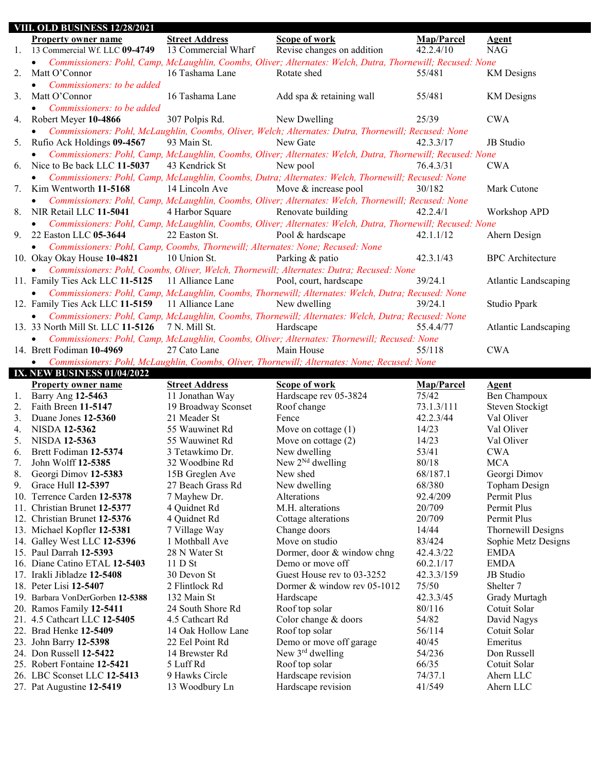## VIII. OLD BUSINESS 12/28/2021

| | Property owner name | Street Address | Scope of work | Map/Parcel | Agent |
|---|---|---|---|---|---|
| 1. | 13 Commercial Wf. LLC **09-4749** | 13 Commercial Wharf | Revise changes on addition | 42.2.4/10 | NAG |
| | • *Commissioners: Pohl, Camp, McLaughlin, Coombs, Oliver; Alternates: Welch, Dutra, Thornewill; Recused: None* | | | | |
| 2. | Matt O'Connor | 16 Tashama Lane | Rotate shed | 55/481 | KM Designs |
| | • *Commissioners: to be added* | | | | |
| 3. | Matt O'Connor | 16 Tashama Lane | Add spa & retaining wall | 55/481 | KM Designs |
| | • *Commissioners: to be added* | | | | |
| 4. | Robert Meyer **10-4866** | 307 Polpis Rd. | New Dwelling | 25/39 | CWA |
| | • *Commissioners: Pohl, McLaughlin, Coombs, Oliver, Welch; Alternates: Dutra, Thornewill; Recused: None* | | | | |
| 5. | Rufio Ack Holdings **09-4567** | 93 Main St. | New Gate | 42.3.3/17 | JB Studio |
| | • *Commissioners: Pohl, Camp, McLaughlin, Coombs, Oliver; Alternates: Welch, Dutra, Thornewill; Recused: None* | | | | |
| 6. | Nice to Be back LLC **11-5037** | 43 Kendrick St | New pool | 76.4.3/31 | CWA |
| | • *Commissioners: Pohl, Camp, McLaughlin, Coombs, Dutra; Alternates: Welch, Thornewill; Recused: None* | | | | |
| 7. | Kim Wentworth **11-5168** | 14 Lincoln Ave | Move & increase pool | 30/182 | Mark Cutone |
| | • *Commissioners: Pohl, Camp, McLaughlin, Coombs, Oliver; Alternates: Welch, Thornewill; Recused: None* | | | | |
| 8. | NIR Retail LLC **11-5041** | 4 Harbor Square | Renovate building | 42.2.4/1 | Workshop APD |
| | • *Commissioners: Pohl, Camp, McLaughlin, Coombs, Oliver; Alternates: Welch, Dutra, Thornewill; Recused: None* | | | | |
| 9. | 22 Easton LLC **05-3644** | 22 Easton St. | Pool & hardscape | 42.1.1/12 | Ahern Design |
| | • *Commissioners: Pohl, Camp, Coombs, Thornewill; Alternates: None; Recused: None* | | | | |
| 10. | Okay Okay House **10-4821** | 10 Union St. | Parking & patio | 42.3.1/43 | BPC Architecture |
| | • *Commissioners: Pohl, Coombs, Oliver, Welch, Thornewill; Alternates: Dutra; Recused: None* | | | | |
| 11. | Family Ties Ack LLC **11-5125** | 11 Alliance Lane | Pool, court, hardscape | 39/24.1 | Atlantic Landscaping |
| | • *Commissioners: Pohl, Camp, McLaughlin, Coombs, Thornewill; Alternates: Welch, Dutra; Recused: None* | | | | |
| 12. | Family Ties Ack LLC **11-5159** | 11 Alliance Lane | New dwelling | 39/24.1 | Studio Ppark |
| | • *Commissioners: Pohl, Camp, McLaughlin, Coombs, Thornewill; Alternates: Welch, Dutra; Recused: None* | | | | |
| 13. | 33 North Mill St. LLC **11-5126** | 7 N. Mill St. | Hardscape | 55.4.4/77 | Atlantic Landscaping |
| | • *Commissioners: Pohl, Camp, McLaughlin, Coombs, Oliver; Alternates: Thornewill; Recused: None* | | | | |
| 14. | Brett Fodiman **10-4969** | 27 Cato Lane | Main House | 55/118 | CWA |
| | • *Commissioners: Pohl, McLaughlin, Coombs, Oliver, Thornewill; Alternates: None; Recused: None* | | | | |

## IX. NEW BUSINESS 01/04/2022

| | Property owner name | Street Address | Scope of work | Map/Parcel | Agent |
|---|---|---|---|---|---|
| 1. | Barry Ang **12-5463** | 11 Jonathan Way | Hardscape rev 05-3824 | 75/42 | Ben Champoux |
| 2. | Faith Breen **11-5147** | 19 Broadway Sconset | Roof change | 73.1.3/111 | Steven Stockigt |
| 3. | Duane Jones **12-5360** | 21 Meader St | Fence | 42.2.3/44 | Val Oliver |
| 4. | NISDA **12-5362** | 55 Wauwinet Rd | Move on cottage (1) | 14/23 | Val Oliver |
| 5. | NISDA **12-5363** | 55 Wauwinet Rd | Move on cottage (2) | 14/23 | Val Oliver |
| 6. | Brett Fodiman **12-5374** | 3 Tetawkimo Dr. | New dwelling | 53/41 | CWA |
| 7. | John Wolff **12-5385** | 32 Woodbine Rd | New 2[Nd] dwelling | 80/18 | MCA |
| 8. | Georgi Dimov **12-5383** | 15B Greglen Ave | New shed | 68/187.1 | Georgi Dimov |
| 9. | Grace Hull **12-5397** | 27 Beach Grass Rd | New dwelling | 68/380 | Topham Design |
| 10. | Terrence Carden **12-5378** | 7 Mayhew Dr. | Alterations | 92.4/209 | Permit Plus |
| 11. | Christian Brunet **12-5377** | 4 Quidnet Rd | M.H. alterations | 20/709 | Permit Plus |
| 12. | Christian Brunet **12-5376** | 4 Quidnet Rd | Cottage alterations | 20/709 | Permit Plus |
| 13. | Michael Kopfler **12-5381** | 7 Village Way | Change doors | 14/44 | Thornewill Designs |
| 14. | Galley West LLC **12-5396** | 1 Mothball Ave | Move on studio | 83/424 | Sophie Metz Designs |
| 15. | Paul Darrah **12-5393** | 28 N Water St | Dormer, door & window chng | 42.4.3/22 | EMDA |
| 16. | Diane Catino ETAL **12-5403** | 11 D St | Demo or move off | 60.2.1/17 | EMDA |
| 17. | Irakli Jibladze **12-5408** | 30 Devon St | Guest House rev to 03-3252 | 42.3.3/159 | JB Studio |
| 18. | Peter Lisi **12-5407** | 2 Flintlock Rd | Dormer & window rev 05-1012 | 75/50 | Shelter 7 |
| 19. | Barbara VonDerGorben **12-5388** | 132 Main St | Hardscape | 42.3.3/45 | Grady Murtagh |
| 20. | Ramos Family **12-5411** | 24 South Shore Rd | Roof top solar | 80/116 | Cotuit Solar |
| 21. | 4.5 Cathcart LLC **12-5405** | 4.5 Cathcart Rd | Color change & doors | 54/82 | David Nagys |
| 22. | Brad Henke **12-5409** | 14 Oak Hollow Lane | Roof top solar | 56/114 | Cotuit Solar |
| 23. | John Barry **12-5398** | 22 Eel Point Rd | Demo or move off garage | 40/45 | Emeritus |
| 24. | Don Russell **12-5422** | 14 Brewster Rd | New 3[rd] dwelling | 54/236 | Don Russell |
| 25. | Robert Fontaine **12-5421** | 5 Luff Rd | Roof top solar | 66/35 | Cotuit Solar |
| 26. | LBC Sconset LLC **12-5413** | 9 Hawks Circle | Hardscape revision | 74/37.1 | Ahern LLC |
| 27. | Pat Augustine **12-5419** | 13 Woodbury Ln | Hardscape revision | 41/549 | Ahern LLC |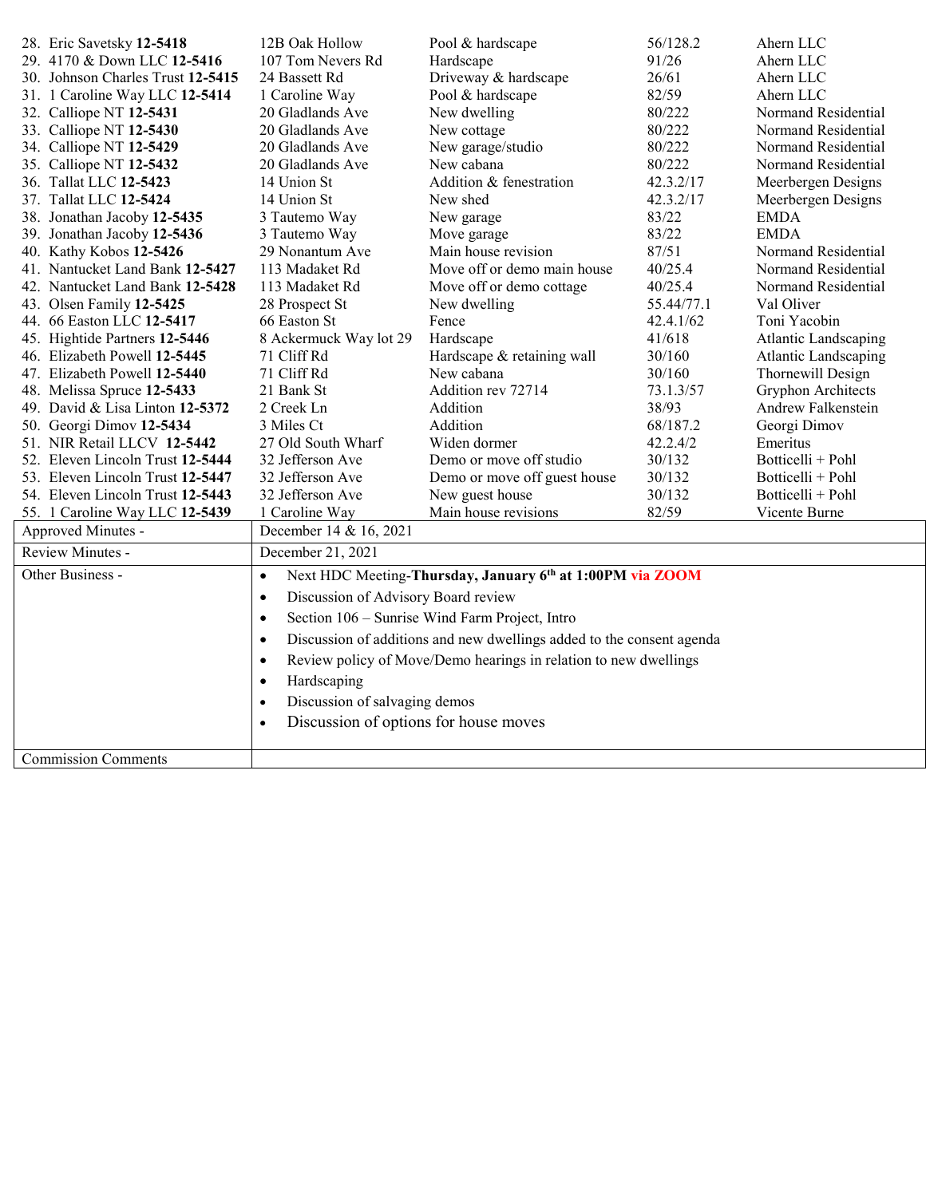| | | | | |
|---|---|---|---|---|
| 28. Eric Savetsky **12-5418** | 12B Oak Hollow | Pool & hardscape | 56/128.2 | Ahern LLC |
| 29. 4170 & Down LLC **12-5416** | 107 Tom Nevers Rd | Hardscape | 91/26 | Ahern LLC |
| 30. Johnson Charles Trust **12-5415** | 24 Bassett Rd | Driveway & hardscape | 26/61 | Ahern LLC |
| 31. 1 Caroline Way LLC **12-5414** | 1 Caroline Way | Pool & hardscape | 82/59 | Ahern LLC |
| 32. Calliope NT **12-5431** | 20 Gladlands Ave | New dwelling | 80/222 | Normand Residential |
| 33. Calliope NT **12-5430** | 20 Gladlands Ave | New cottage | 80/222 | Normand Residential |
| 34. Calliope NT **12-5429** | 20 Gladlands Ave | New garage/studio | 80/222 | Normand Residential |
| 35. Calliope NT **12-5432** | 20 Gladlands Ave | New cabana | 80/222 | Normand Residential |
| 36. Tallat LLC **12-5423** | 14 Union St | Addition & fenestration | 42.3.2/17 | Meerbergen Designs |
| 37. Tallat LLC **12-5424** | 14 Union St | New shed | 42.3.2/17 | Meerbergen Designs |
| 38. Jonathan Jacoby **12-5435** | 3 Tautemo Way | New garage | 83/22 | EMDA |
| 39. Jonathan Jacoby **12-5436** | 3 Tautemo Way | Move garage | 83/22 | EMDA |
| 40. Kathy Kobos **12-5426** | 29 Nonantum Ave | Main house revision | 87/51 | Normand Residential |
| 41. Nantucket Land Bank **12-5427** | 113 Madaket Rd | Move off or demo main house | 40/25.4 | Normand Residential |
| 42. Nantucket Land Bank **12-5428** | 113 Madaket Rd | Move off or demo cottage | 40/25.4 | Normand Residential |
| 43. Olsen Family **12-5425** | 28 Prospect St | New dwelling | 55.44/77.1 | Val Oliver |
| 44. 66 Easton LLC **12-5417** | 66 Easton St | Fence | 42.4.1/62 | Toni Yacobin |
| 45. Hightide Partners **12-5446** | 8 Ackermuck Way lot 29 | Hardscape | 41/618 | Atlantic Landscaping |
| 46. Elizabeth Powell **12-5445** | 71 Cliff Rd | Hardscape & retaining wall | 30/160 | Atlantic Landscaping |
| 47. Elizabeth Powell **12-5440** | 71 Cliff Rd | New cabana | 30/160 | Thornewill Design |
| 48. Melissa Spruce **12-5433** | 21 Bank St | Addition rev 72714 | 73.1.3/57 | Gryphon Architects |
| 49. David & Lisa Linton **12-5372** | 2 Creek Ln | Addition | 38/93 | Andrew Falkenstein |
| 50. Georgi Dimov **12-5434** | 3 Miles Ct | Addition | 68/187.2 | Georgi Dimov |
| 51. NIR Retail LLCV **12-5442** | 27 Old South Wharf | Widen dormer | 42.2.4/2 | Emeritus |
| 52. Eleven Lincoln Trust **12-5444** | 32 Jefferson Ave | Demo or move off studio | 30/132 | Botticelli + Pohl |
| 53. Eleven Lincoln Trust **12-5447** | 32 Jefferson Ave | Demo or move off guest house | 30/132 | Botticelli + Pohl |
| 54. Eleven Lincoln Trust **12-5443** | 32 Jefferson Ave | New guest house | 30/132 | Botticelli + Pohl |
| 55. 1 Caroline Way LLC **12-5439** | 1 Caroline Way | Main house revisions | 82/59 | Vicente Burne |

| | |
|---|---|
| Approved Minutes - | December 14 & 16, 2021 |
| Review Minutes - | December 21, 2021 |
| Other Business - | • Next HDC Meeting-**Thursday, January 6th at 1:00PM via ZOOM**<br>• Discussion of Advisory Board review<br>• Section 106 – Sunrise Wind Farm Project, Intro<br>• Discussion of additions and new dwellings added to the consent agenda<br>• Review policy of Move/Demo hearings in relation to new dwellings<br>• Hardscaping<br>• Discussion of salvaging demos<br>• Discussion of options for house moves |
| Commission Comments | |